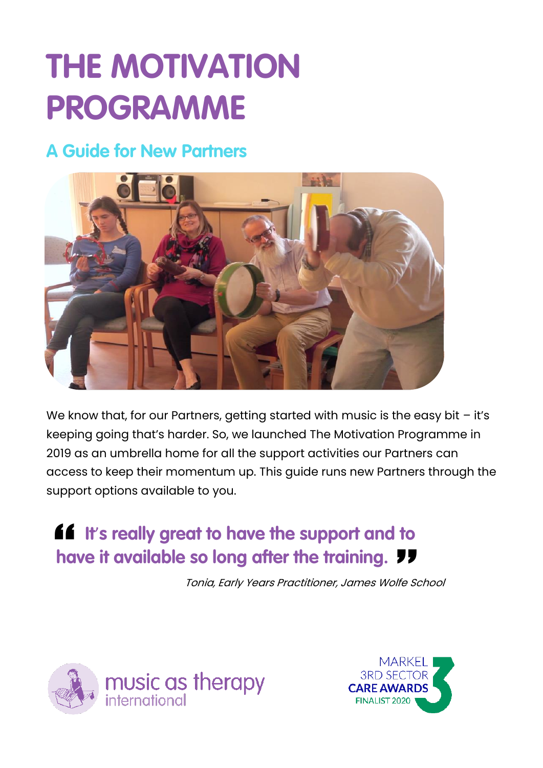# THE MOTIVATION PROGRAMME

## A Guide for New Partners

We know that, for our Partners, getting started with music is the easy bit – it's keeping going that's harder. So, we launched The Motivation Programme in 2019 as an umbrella home for all the support activities our Partners can access to keep their momentum up. This guide runs new Partners through the support options available to you.

> **"It's really great to have the support and to have it available so long after the training."**
>
> *Tonia, Early Years Practitioner, James Wolfe School*

music as therapy international

MARKEL 3RD SECTOR CARE AWARDS FINALIST 2020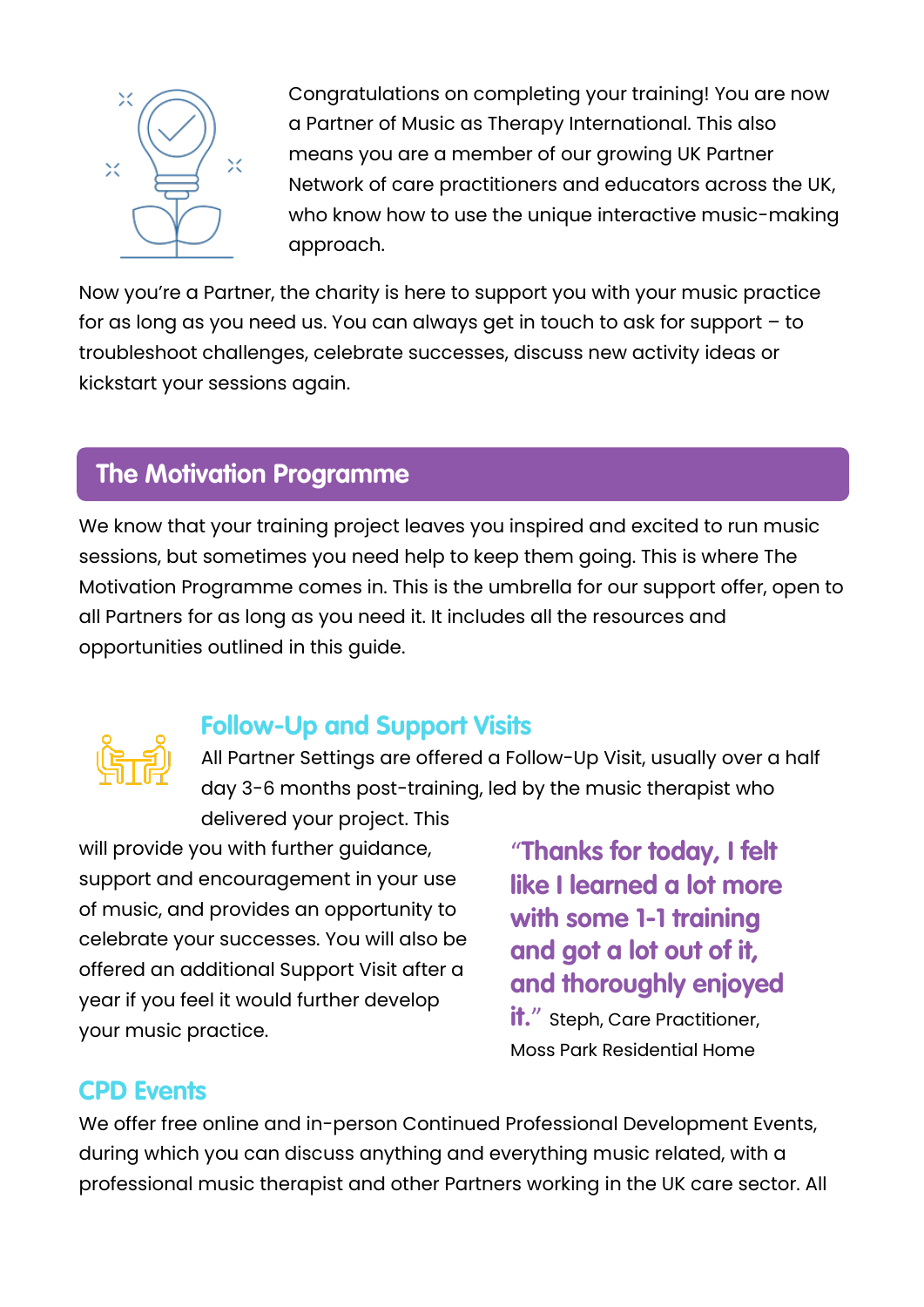Congratulations on completing your training! You are now a Partner of Music as Therapy International. This also means you are a member of our growing UK Partner Network of care practitioners and educators across the UK, who know how to use the unique interactive music-making approach.

Now you're a Partner, the charity is here to support you with your music practice for as long as you need us. You can always get in touch to ask for support – to troubleshoot challenges, celebrate successes, discuss new activity ideas or kickstart your sessions again.

## The Motivation Programme

We know that your training project leaves you inspired and excited to run music sessions, but sometimes you need help to keep them going. This is where The Motivation Programme comes in. This is the umbrella for our support offer, open to all Partners for as long as you need it. It includes all the resources and opportunities outlined in this guide.

### Follow-Up and Support Visits

All Partner Settings are offered a Follow-Up Visit, usually over a half day 3-6 months post-training, led by the music therapist who delivered your project. This will provide you with further guidance, support and encouragement in your use of music, and provides an opportunity to celebrate your successes. You will also be offered an additional Support Visit after a year if you feel it would further develop your music practice.

> **"Thanks for today, I felt like I learned a lot more with some 1-1 training and got a lot out of it, and thoroughly enjoyed it."** Steph, Care Practitioner, Moss Park Residential Home

### CPD Events

We offer free online and in-person Continued Professional Development Events, during which you can discuss anything and everything music related, with a professional music therapist and other Partners working in the UK care sector. All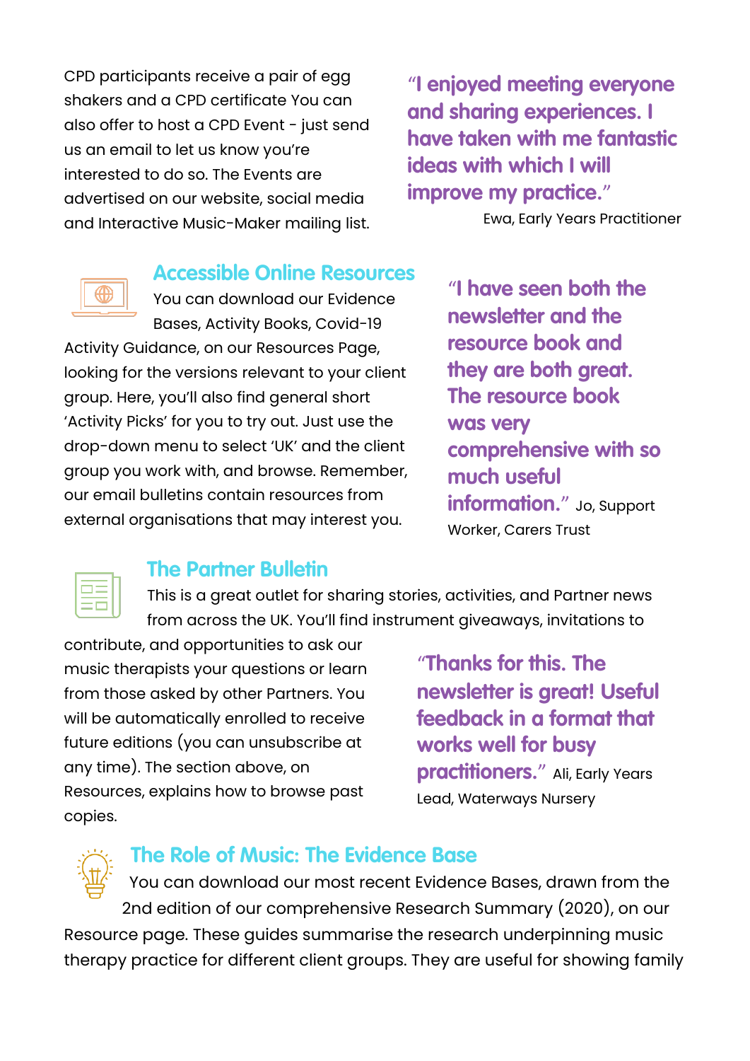CPD participants receive a pair of egg shakers and a CPD certificate You can also offer to host a CPD Event - just send us an email to let us know you're interested to do so. The Events are advertised on our website, social media and Interactive Music-Maker mailing list.

> **"I enjoyed meeting everyone and sharing experiences. I have taken with me fantastic ideas with which I will improve my practice."**
>
> Ewa, Early Years Practitioner

## Accessible Online Resources

You can download our Evidence Bases, Activity Books, Covid-19 Activity Guidance, on our Resources Page, looking for the versions relevant to your client group. Here, you'll also find general short 'Activity Picks' for you to try out. Just use the drop-down menu to select 'UK' and the client group you work with, and browse. Remember, our email bulletins contain resources from external organisations that may interest you.

> **"I have seen both the newsletter and the resource book and they are both great. The resource book was very comprehensive with so much useful information."** Jo, Support Worker, Carers Trust

## The Partner Bulletin

This is a great outlet for sharing stories, activities, and Partner news from across the UK. You'll find instrument giveaways, invitations to contribute, and opportunities to ask our music therapists your questions or learn from those asked by other Partners. You will be automatically enrolled to receive future editions (you can unsubscribe at any time). The section above, on Resources, explains how to browse past copies.

> **"Thanks for this. The newsletter is great! Useful feedback in a format that works well for busy practitioners."** Ali, Early Years Lead, Waterways Nursery

## The Role of Music: The Evidence Base

You can download our most recent Evidence Bases, drawn from the 2nd edition of our comprehensive Research Summary (2020), on our Resource page. These guides summarise the research underpinning music therapy practice for different client groups. They are useful for showing family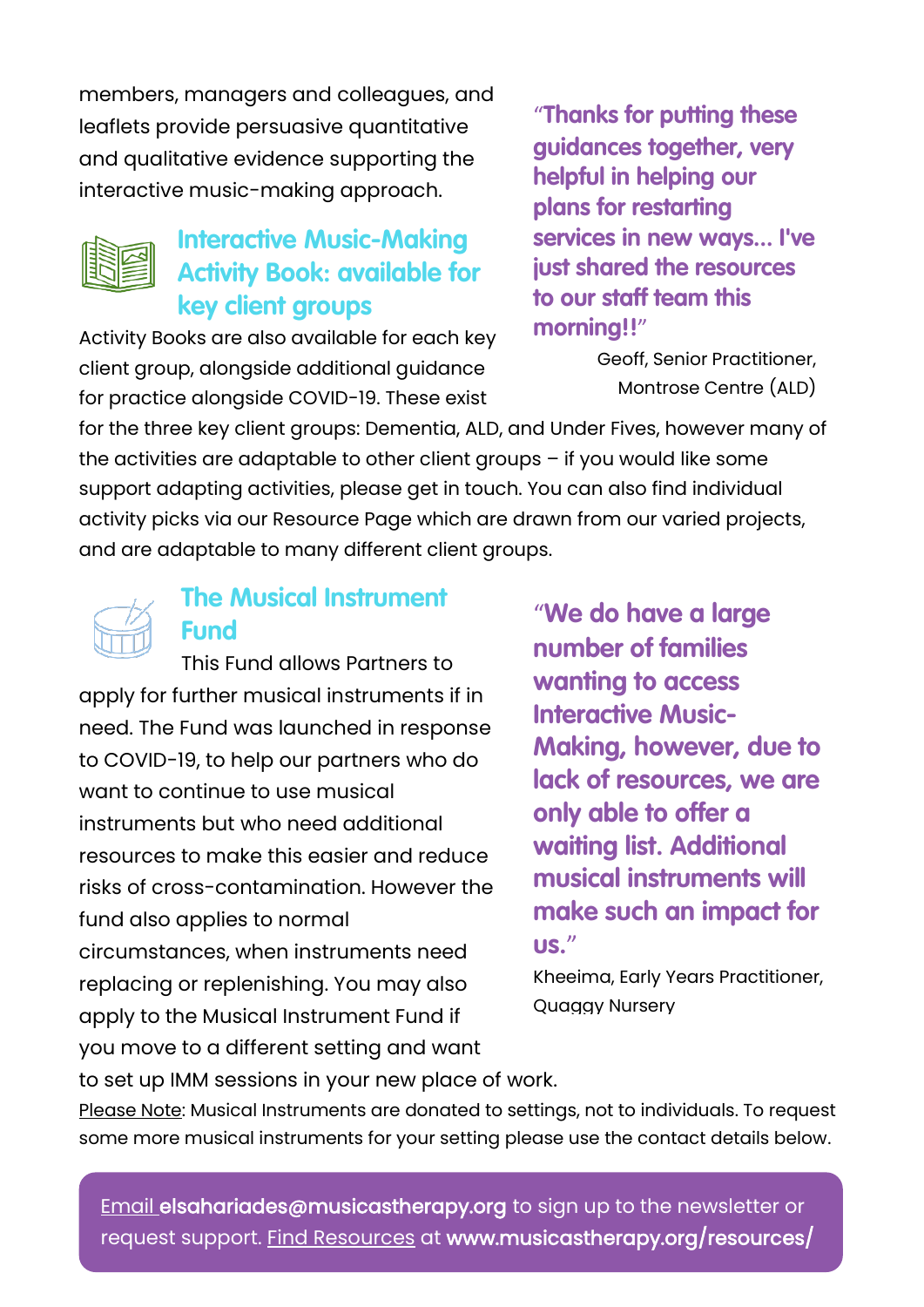members, managers and colleagues, and leaflets provide persuasive quantitative and qualitative evidence supporting the interactive music-making approach.

## Interactive Music-Making Activity Book: available for key client groups

Activity Books are also available for each key client group, alongside additional guidance for practice alongside COVID-19. These exist for the three key client groups: Dementia, ALD, and Under Fives, however many of the activities are adaptable to other client groups – if you would like some support adapting activities, please get in touch. You can also find individual activity picks via our Resource Page which are drawn from our varied projects, and are adaptable to many different client groups.

> **"Thanks for putting these guidances together, very helpful in helping our plans for restarting services in new ways... I've just shared the resources to our staff team this morning!!"**
>
> Geoff, Senior Practitioner, Montrose Centre (ALD)

## The Musical Instrument Fund

This Fund allows Partners to apply for further musical instruments if in need. The Fund was launched in response to COVID-19, to help our partners who do want to continue to use musical instruments but who need additional resources to make this easier and reduce risks of cross-contamination. However the fund also applies to normal circumstances, when instruments need replacing or replenishing. You may also apply to the Musical Instrument Fund if you move to a different setting and want to set up IMM sessions in your new place of work.

> **"We do have a large number of families wanting to access Interactive Music-Making, however, due to lack of resources, we are only able to offer a waiting list. Additional musical instruments will make such an impact for us."**
>
> Kheeima, Early Years Practitioner, Quaggy Nursery

Please Note: Musical Instruments are donated to settings, not to individuals. To request some more musical instruments for your setting please use the contact details below.

Email **elsahariades@musicastherapy.org** to sign up to the newsletter or request support. Find Resources at **www.musicastherapy.org/resources/**